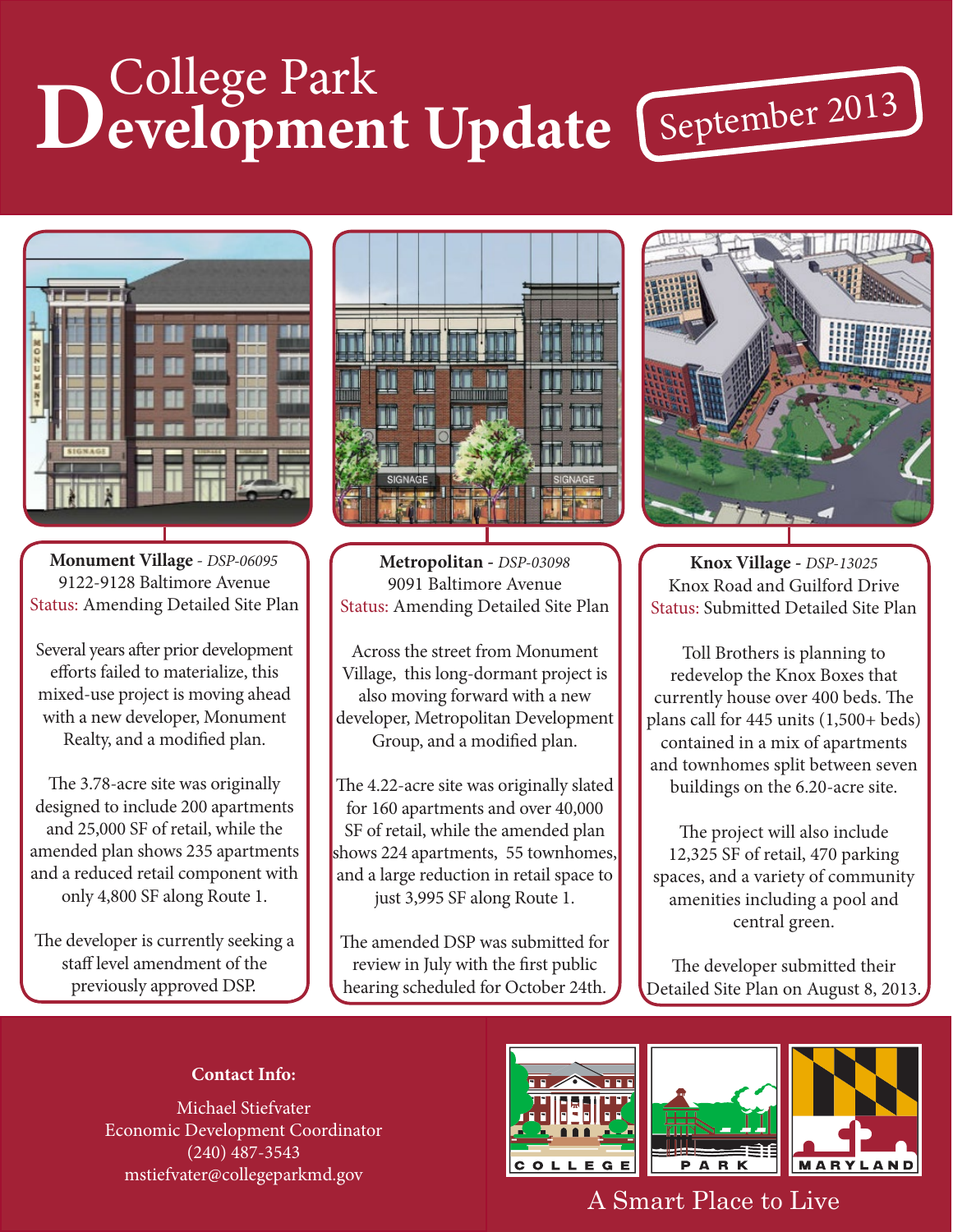# College Park Development Update

September 2013

**Monument Village** - *DSP-06095*
9122-9128 Baltimore Avenue
Status: Amending Detailed Site Plan

Several years after prior development efforts failed to materialize, this mixed-use project is moving ahead with a new developer, Monument Realty, and a modified plan.

The 3.78-acre site was originally designed to include 200 apartments and 25,000 SF of retail, while the amended plan shows 235 apartments and a reduced retail component with only 4,800 SF along Route 1.

The developer is currently seeking a staff level amendment of the previously approved DSP.

**Metropolitan** - *DSP-03098*
9091 Baltimore Avenue
Status: Amending Detailed Site Plan

Across the street from Monument Village, this long-dormant project is also moving forward with a new developer, Metropolitan Development Group, and a modified plan.

The 4.22-acre site was originally slated for 160 apartments and over 40,000 SF of retail, while the amended plan shows 224 apartments, 55 townhomes, and a large reduction in retail space to just 3,995 SF along Route 1.

The amended DSP was submitted for review in July with the first public hearing scheduled for October 24th.

**Knox Village** - *DSP-13025*
Knox Road and Guilford Drive
Status: Submitted Detailed Site Plan

Toll Brothers is planning to redevelop the Knox Boxes that currently house over 400 beds. The plans call for 445 units (1,500+ beds) contained in a mix of apartments and townhomes split between seven buildings on the 6.20-acre site.

The project will also include 12,325 SF of retail, 470 parking spaces, and a variety of community amenities including a pool and central green.

The developer submitted their Detailed Site Plan on August 8, 2013.

**Contact Info:**

Michael Stiefvater
Economic Development Coordinator
(240) 487-3543
mstiefvater@collegeparkmd.gov

COLLEGE PARK MARYLAND

A Smart Place to Live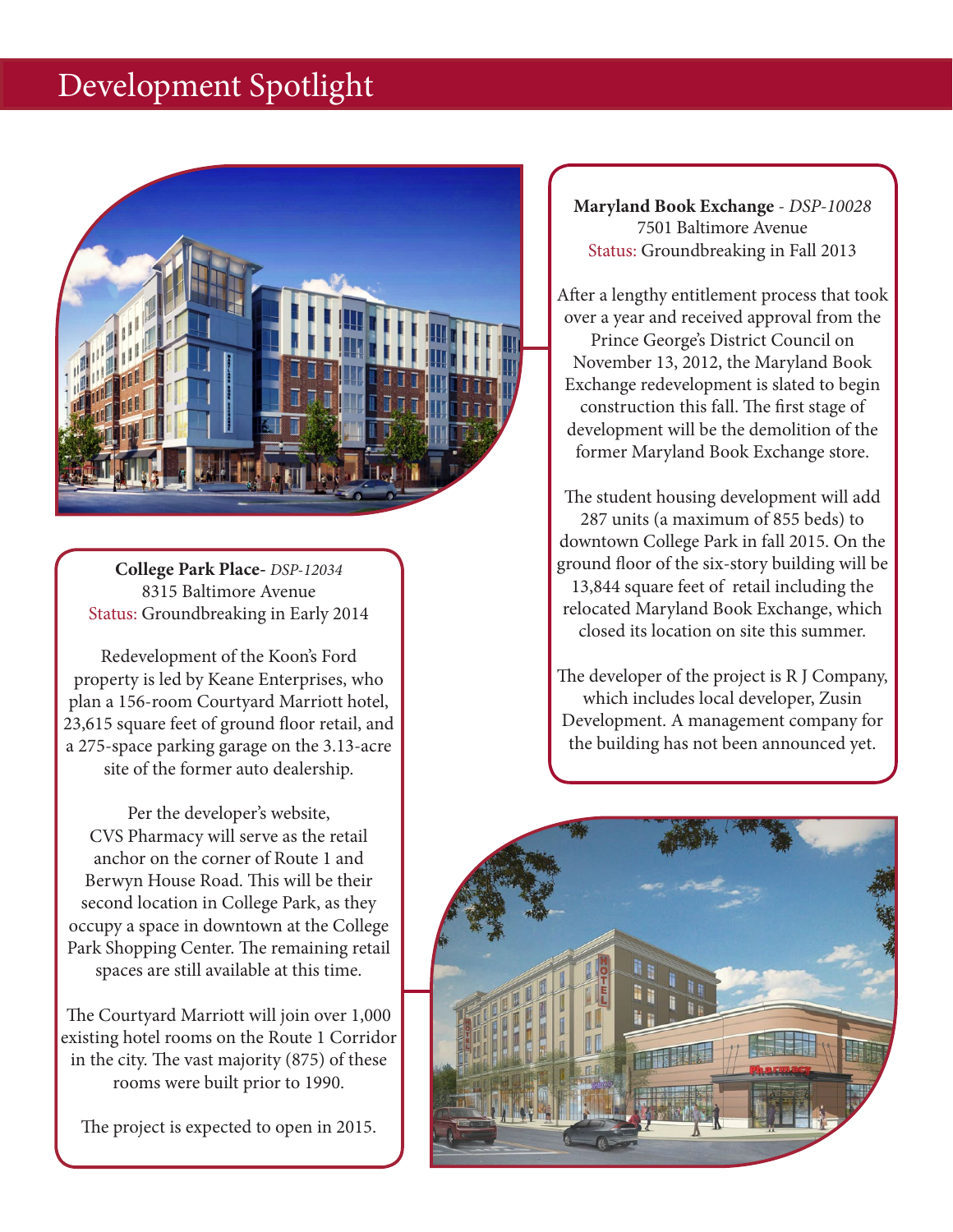# Development Spotlight

**Maryland Book Exchange** - *DSP-10028*
7501 Baltimore Avenue
Status: Groundbreaking in Fall 2013

After a lengthy entitlement process that took over a year and received approval from the Prince George's District Council on November 13, 2012, the Maryland Book Exchange redevelopment is slated to begin construction this fall. The first stage of development will be the demolition of the former Maryland Book Exchange store.

The student housing development will add 287 units (a maximum of 855 beds) to downtown College Park in fall 2015. On the ground floor of the six-story building will be 13,844 square feet of retail including the relocated Maryland Book Exchange, which closed its location on site this summer.

The developer of the project is R J Company, which includes local developer, Zusin Development. A management company for the building has not been announced yet.

**College Park Place**- *DSP-12034*
8315 Baltimore Avenue
Status: Groundbreaking in Early 2014

Redevelopment of the Koon's Ford property is led by Keane Enterprises, who plan a 156-room Courtyard Marriott hotel, 23,615 square feet of ground floor retail, and a 275-space parking garage on the 3.13-acre site of the former auto dealership.

Per the developer's website, CVS Pharmacy will serve as the retail anchor on the corner of Route 1 and Berwyn House Road. This will be their second location in College Park, as they occupy a space in downtown at the College Park Shopping Center. The remaining retail spaces are still available at this time.

The Courtyard Marriott will join over 1,000 existing hotel rooms on the Route 1 Corridor in the city. The vast majority (875) of these rooms were built prior to 1990.

The project is expected to open in 2015.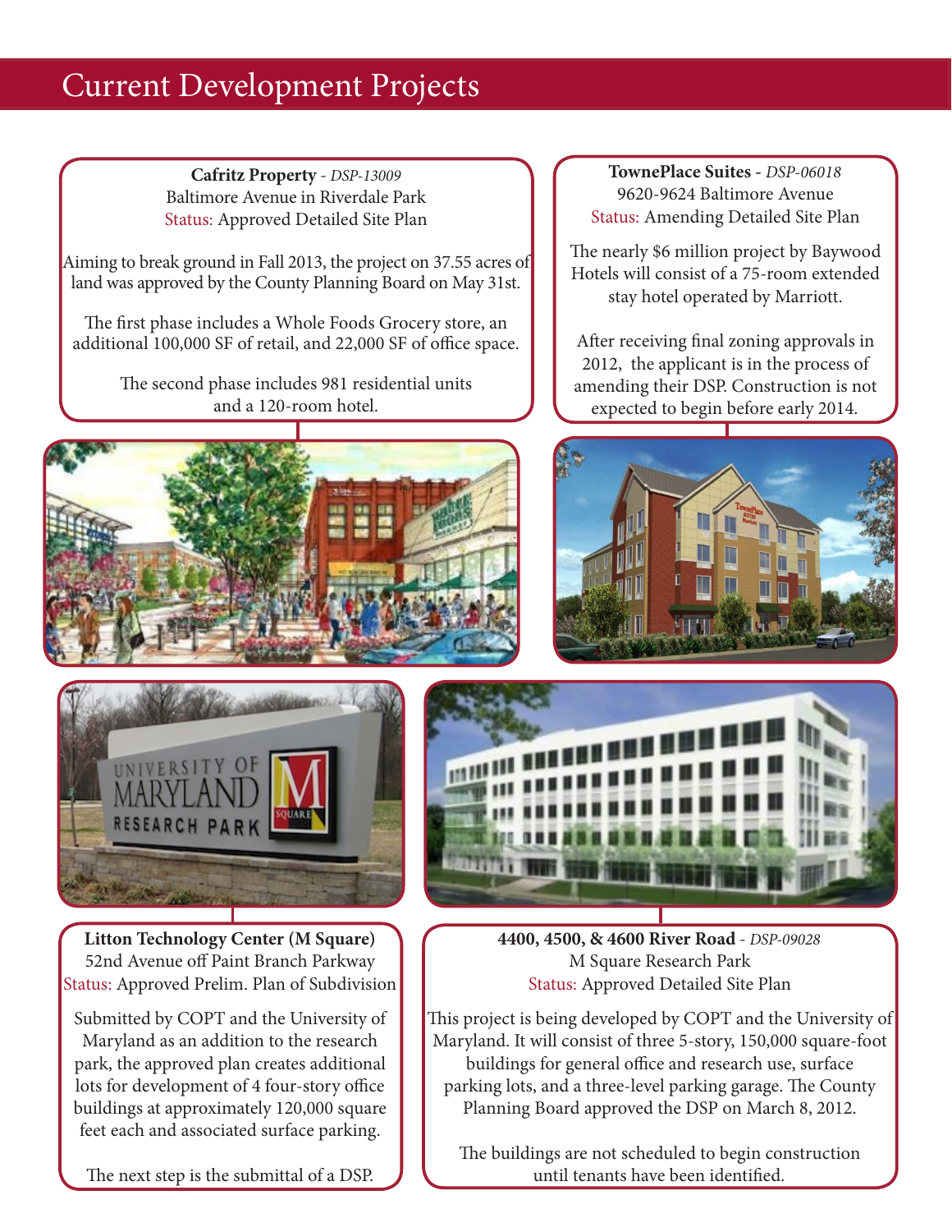# Current Development Projects

**Cafritz Property** - *DSP-13009*
Baltimore Avenue in Riverdale Park
Status: Approved Detailed Site Plan

Aiming to break ground in Fall 2013, the project on 37.55 acres of land was approved by the County Planning Board on May 31st.

The first phase includes a Whole Foods Grocery store, an additional 100,000 SF of retail, and 22,000 SF of office space.

The second phase includes 981 residential units and a 120-room hotel.

**TownePlace Suites** - *DSP-06018*
9620-9624 Baltimore Avenue
Status: Amending Detailed Site Plan

The nearly $6 million project by Baywood Hotels will consist of a 75-room extended stay hotel operated by Marriott.

After receiving final zoning approvals in 2012, the applicant is in the process of amending their DSP. Construction is not expected to begin before early 2014.

**Litton Technology Center (M Square)**
52nd Avenue off Paint Branch Parkway
Status: Approved Prelim. Plan of Subdivision

Submitted by COPT and the University of Maryland as an addition to the research park, the approved plan creates additional lots for development of 4 four-story office buildings at approximately 120,000 square feet each and associated surface parking.

The next step is the submittal of a DSP.

**4400, 4500, & 4600 River Road** - *DSP-09028*
M Square Research Park
Status: Approved Detailed Site Plan

This project is being developed by COPT and the University of Maryland. It will consist of three 5-story, 150,000 square-foot buildings for general office and research use, surface parking lots, and a three-level parking garage. The County Planning Board approved the DSP on March 8, 2012.

The buildings are not scheduled to begin construction until tenants have been identified.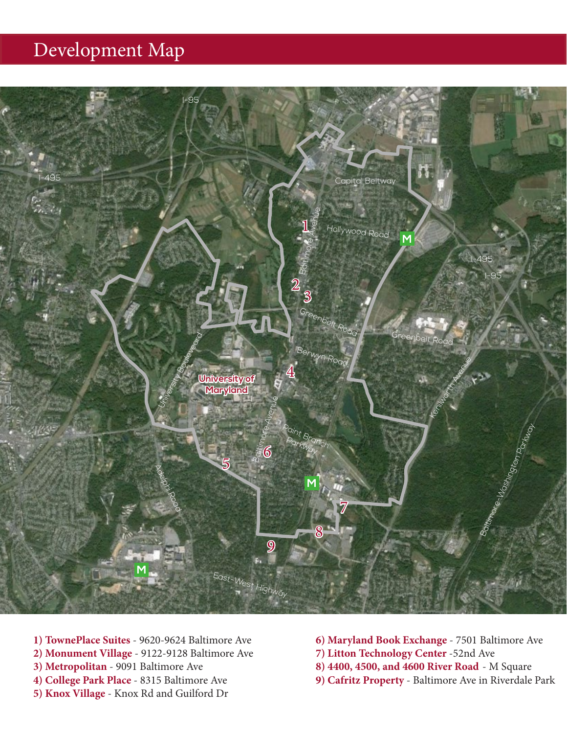# Development Map

I-95
I-495
Capital Beltway
Hollywood Road
Baltimore Avenue
I-495
I-95
Greenbelt Road
Greenbelt Road
Berwyn Road
University Boulevard
University of Maryland
Kenilworth Avenue
Baltimore Avenue
Paint Branch Parkway
Adelphi Road
Baltimore-Washington Parkway
East-West Highway
M
M
M
1
2
3
4
5
6
7
8
9

1) **TownePlace Suites** - 9620-9624 Baltimore Ave
2) **Monument Village** - 9122-9128 Baltimore Ave
3) **Metropolitan** - 9091 Baltimore Ave
4) **College Park Place** - 8315 Baltimore Ave
5) **Knox Village** - Knox Rd and Guilford Dr
6) **Maryland Book Exchange** - 7501 Baltimore Ave
7) **Litton Technology Center** -52nd Ave
8) **4400, 4500, and 4600 River Road** - M Square
9) **Cafritz Property** - Baltimore Ave in Riverdale Park